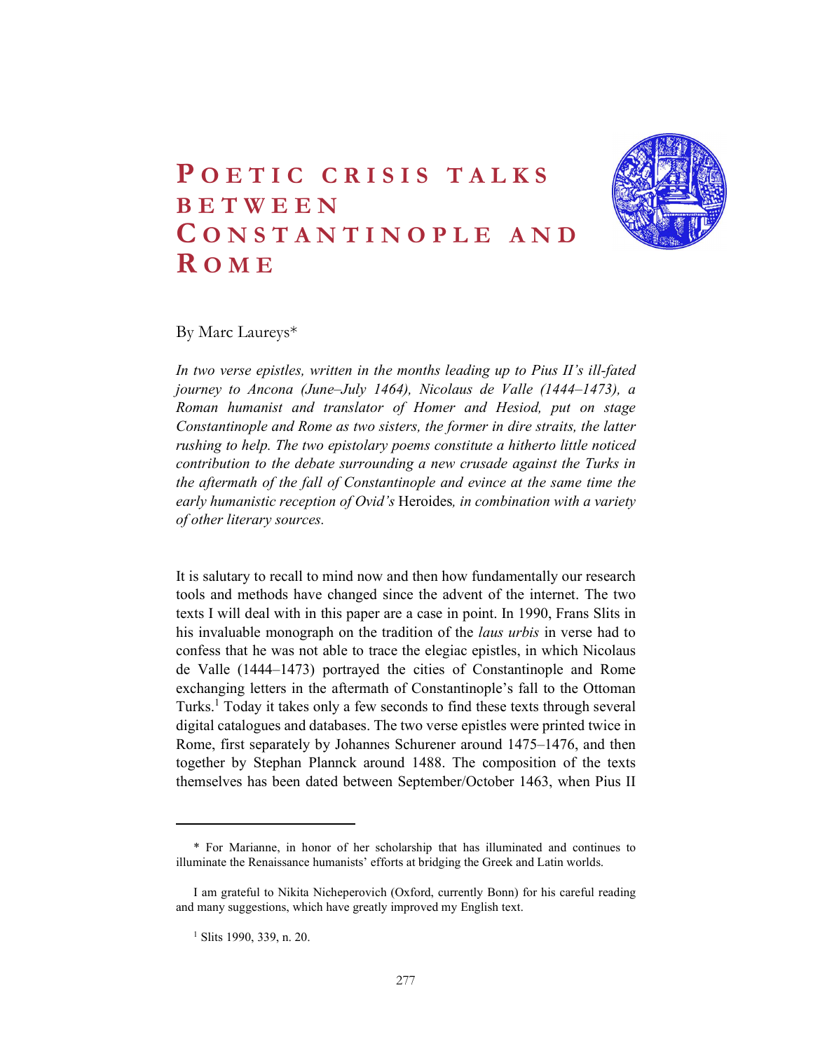# Poetic crisis talks between Constantinople and Rome

By Marc Laureys*

*In two verse epistles, written in the months leading up to Pius II's ill-fated journey to Ancona (June–July 1464), Nicolaus de Valle (1444–1473), a Roman humanist and translator of Homer and Hesiod, put on stage Constantinople and Rome as two sisters, the former in dire straits, the latter rushing to help. The two epistolary poems constitute a hitherto little noticed contribution to the debate surrounding a new crusade against the Turks in the aftermath of the fall of Constantinople and evince at the same time the early humanistic reception of Ovid's* Heroides*, in combination with a variety of other literary sources.*

It is salutary to recall to mind now and then how fundamentally our research tools and methods have changed since the advent of the internet. The two texts I will deal with in this paper are a case in point. In 1990, Frans Slits in his invaluable monograph on the tradition of the *laus urbis* in verse had to confess that he was not able to trace the elegiac epistles, in which Nicolaus de Valle (1444–1473) portrayed the cities of Constantinople and Rome exchanging letters in the aftermath of Constantinople's fall to the Ottoman Turks.[1] Today it takes only a few seconds to find these texts through several digital catalogues and databases. The two verse epistles were printed twice in Rome, first separately by Johannes Schurener around 1475–1476, and then together by Stephan Plannck around 1488. The composition of the texts themselves has been dated between September/October 1463, when Pius II

---

\* For Marianne, in honor of her scholarship that has illuminated and continues to illuminate the Renaissance humanists' efforts at bridging the Greek and Latin worlds.

I am grateful to Nikita Nicheperovich (Oxford, currently Bonn) for his careful reading and many suggestions, which have greatly improved my English text.

[1] Slits 1990, 339, n. 20.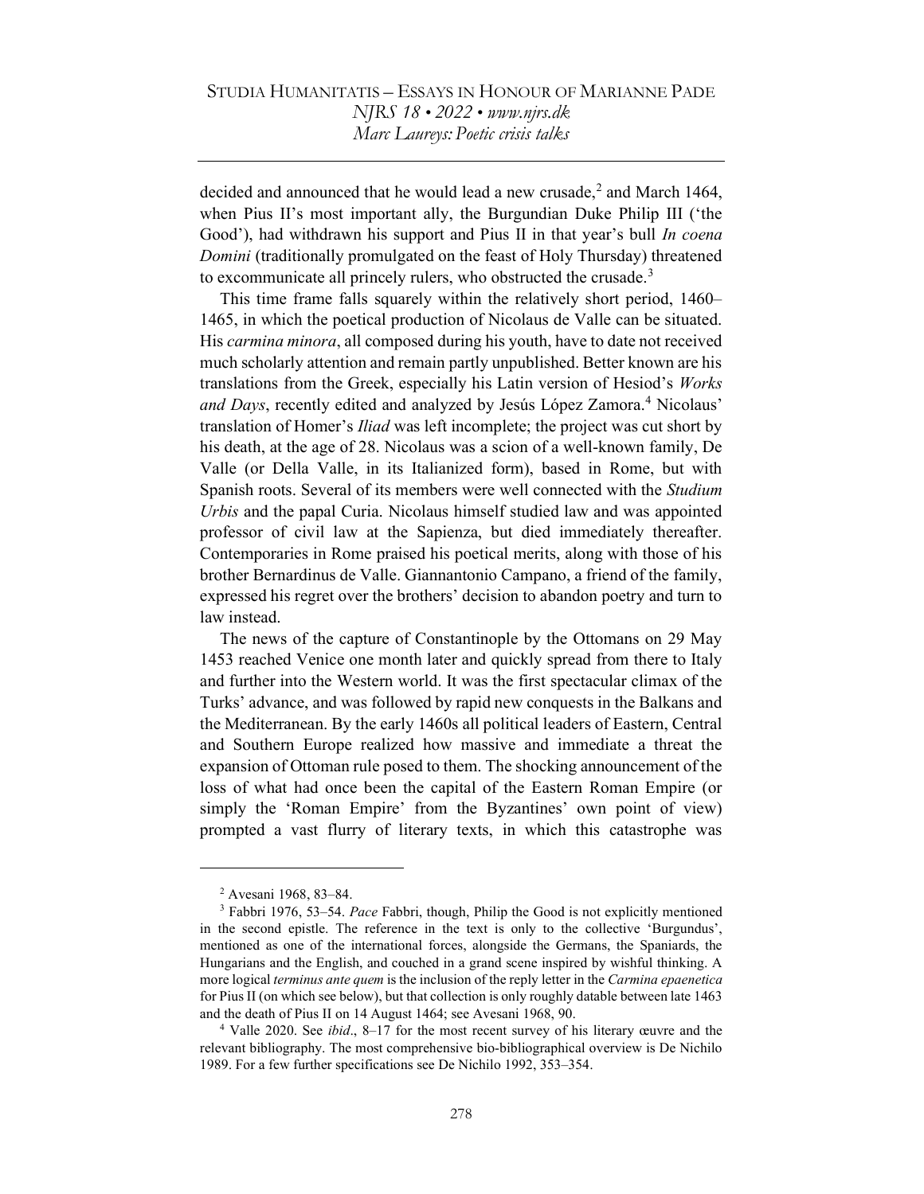decided and announced that he would lead a new crusade,[2] and March 1464, when Pius II's most important ally, the Burgundian Duke Philip III ('the Good'), had withdrawn his support and Pius II in that year's bull *In coena Domini* (traditionally promulgated on the feast of Holy Thursday) threatened to excommunicate all princely rulers, who obstructed the crusade.[3]

This time frame falls squarely within the relatively short period, 1460–1465, in which the poetical production of Nicolaus de Valle can be situated. His *carmina minora*, all composed during his youth, have to date not received much scholarly attention and remain partly unpublished. Better known are his translations from the Greek, especially his Latin version of Hesiod's *Works and Days*, recently edited and analyzed by Jesús López Zamora.[4] Nicolaus' translation of Homer's *Iliad* was left incomplete; the project was cut short by his death, at the age of 28. Nicolaus was a scion of a well-known family, De Valle (or Della Valle, in its Italianized form), based in Rome, but with Spanish roots. Several of its members were well connected with the *Studium Urbis* and the papal Curia. Nicolaus himself studied law and was appointed professor of civil law at the Sapienza, but died immediately thereafter. Contemporaries in Rome praised his poetical merits, along with those of his brother Bernardinus de Valle. Giannantonio Campano, a friend of the family, expressed his regret over the brothers' decision to abandon poetry and turn to law instead.

The news of the capture of Constantinople by the Ottomans on 29 May 1453 reached Venice one month later and quickly spread from there to Italy and further into the Western world. It was the first spectacular climax of the Turks' advance, and was followed by rapid new conquests in the Balkans and the Mediterranean. By the early 1460s all political leaders of Eastern, Central and Southern Europe realized how massive and immediate a threat the expansion of Ottoman rule posed to them. The shocking announcement of the loss of what had once been the capital of the Eastern Roman Empire (or simply the 'Roman Empire' from the Byzantines' own point of view) prompted a vast flurry of literary texts, in which this catastrophe was

---

[2] Avesani 1968, 83–84.

[3] Fabbri 1976, 53–54. *Pace* Fabbri, though, Philip the Good is not explicitly mentioned in the second epistle. The reference in the text is only to the collective 'Burgundus', mentioned as one of the international forces, alongside the Germans, the Spaniards, the Hungarians and the English, and couched in a grand scene inspired by wishful thinking. A more logical *terminus ante quem* is the inclusion of the reply letter in the *Carmina epaenetica* for Pius II (on which see below), but that collection is only roughly datable between late 1463 and the death of Pius II on 14 August 1464; see Avesani 1968, 90.

[4] Valle 2020. See *ibid*., 8–17 for the most recent survey of his literary œuvre and the relevant bibliography. The most comprehensive bio-bibliographical overview is De Nichilo 1989. For a few further specifications see De Nichilo 1992, 353–354.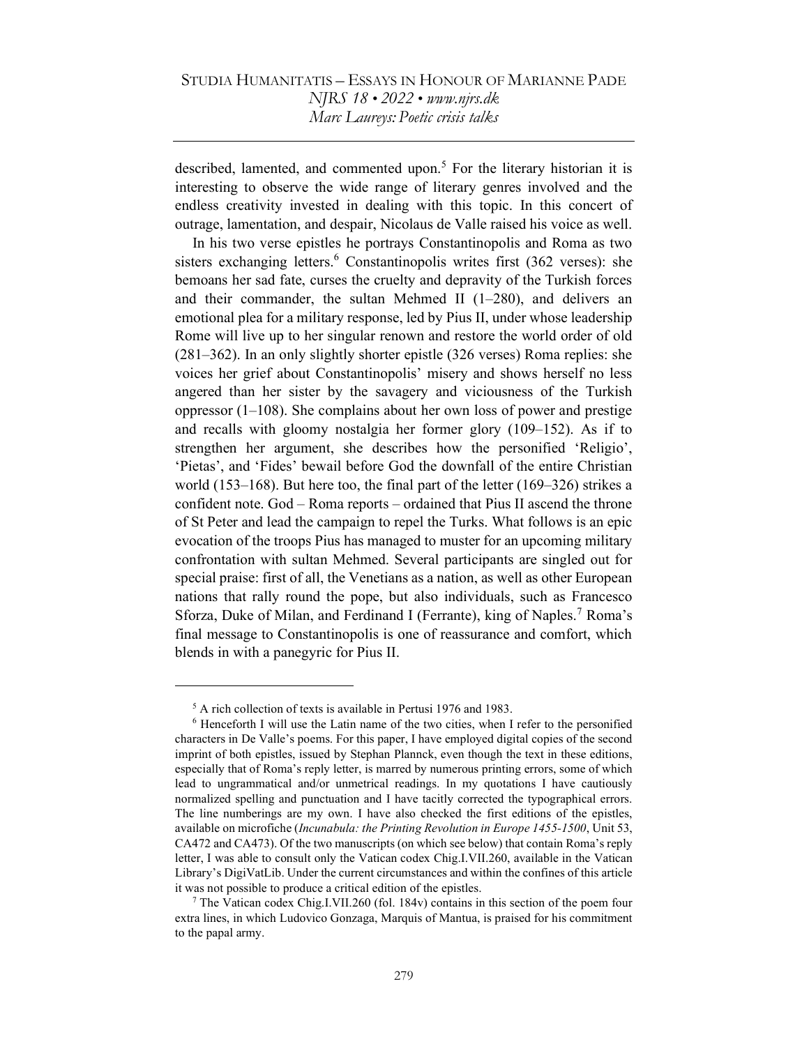described, lamented, and commented upon.[5] For the literary historian it is interesting to observe the wide range of literary genres involved and the endless creativity invested in dealing with this topic. In this concert of outrage, lamentation, and despair, Nicolaus de Valle raised his voice as well.

In his two verse epistles he portrays Constantinopolis and Roma as two sisters exchanging letters.[6] Constantinopolis writes first (362 verses): she bemoans her sad fate, curses the cruelty and depravity of the Turkish forces and their commander, the sultan Mehmed II (1–280), and delivers an emotional plea for a military response, led by Pius II, under whose leadership Rome will live up to her singular renown and restore the world order of old (281–362). In an only slightly shorter epistle (326 verses) Roma replies: she voices her grief about Constantinopolis' misery and shows herself no less angered than her sister by the savagery and viciousness of the Turkish oppressor (1–108). She complains about her own loss of power and prestige and recalls with gloomy nostalgia her former glory (109–152). As if to strengthen her argument, she describes how the personified 'Religio', 'Pietas', and 'Fides' bewail before God the downfall of the entire Christian world (153–168). But here too, the final part of the letter (169–326) strikes a confident note. God – Roma reports – ordained that Pius II ascend the throne of St Peter and lead the campaign to repel the Turks. What follows is an epic evocation of the troops Pius has managed to muster for an upcoming military confrontation with sultan Mehmed. Several participants are singled out for special praise: first of all, the Venetians as a nation, as well as other European nations that rally round the pope, but also individuals, such as Francesco Sforza, Duke of Milan, and Ferdinand I (Ferrante), king of Naples.[7] Roma's final message to Constantinopolis is one of reassurance and comfort, which blends in with a panegyric for Pius II.

---

[5] A rich collection of texts is available in Pertusi 1976 and 1983.

[6] Henceforth I will use the Latin name of the two cities, when I refer to the personified characters in De Valle's poems. For this paper, I have employed digital copies of the second imprint of both epistles, issued by Stephan Plannck, even though the text in these editions, especially that of Roma's reply letter, is marred by numerous printing errors, some of which lead to ungrammatical and/or unmetrical readings. In my quotations I have cautiously normalized spelling and punctuation and I have tacitly corrected the typographical errors. The line numberings are my own. I have also checked the first editions of the epistles, available on microfiche (*Incunabula: the Printing Revolution in Europe 1455-1500*, Unit 53, CA472 and CA473). Of the two manuscripts (on which see below) that contain Roma's reply letter, I was able to consult only the Vatican codex Chig.I.VII.260, available in the Vatican Library's DigiVatLib. Under the current circumstances and within the confines of this article it was not possible to produce a critical edition of the epistles.

[7] The Vatican codex Chig.I.VII.260 (fol. 184v) contains in this section of the poem four extra lines, in which Ludovico Gonzaga, Marquis of Mantua, is praised for his commitment to the papal army.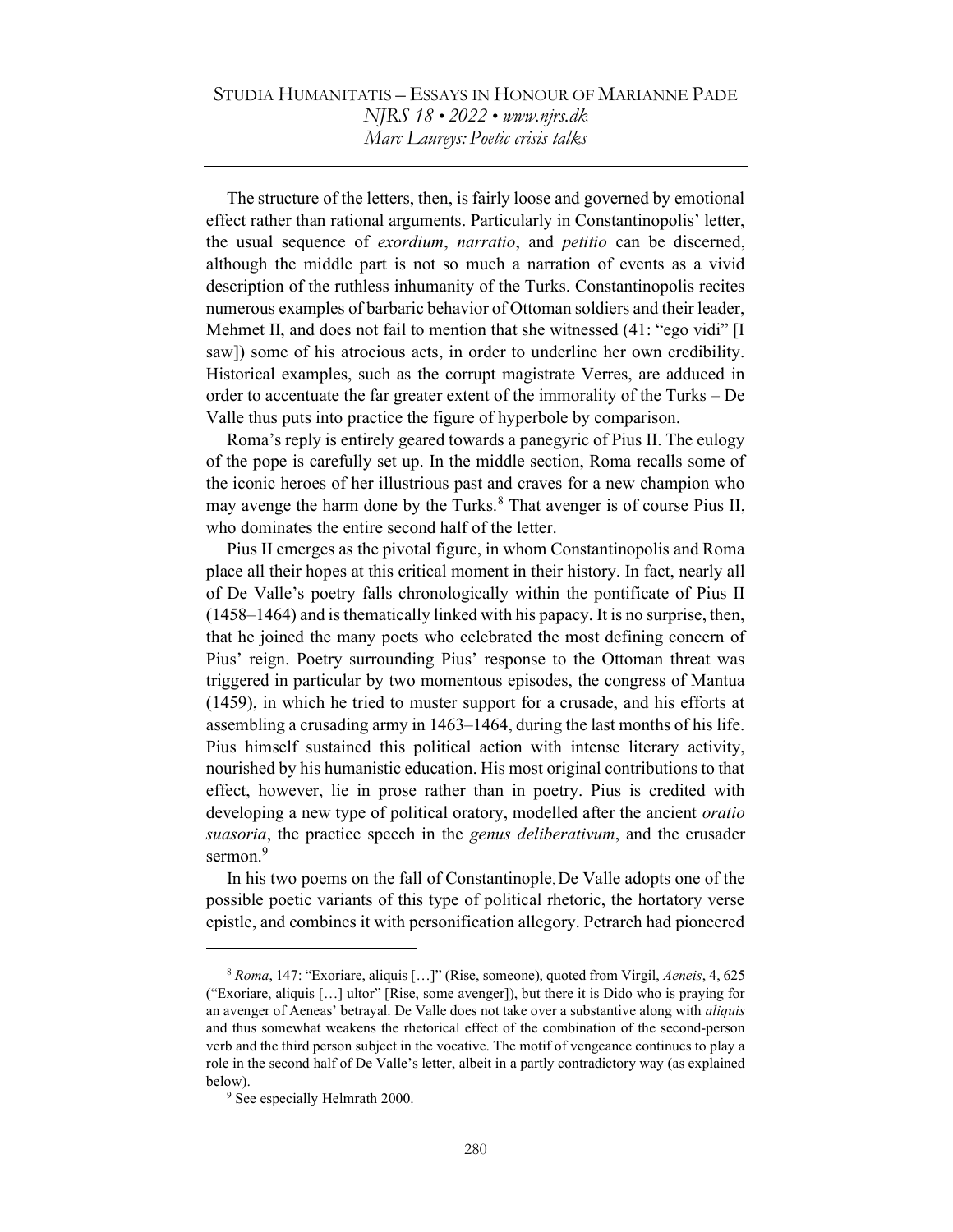The structure of the letters, then, is fairly loose and governed by emotional effect rather than rational arguments. Particularly in Constantinopolis' letter, the usual sequence of *exordium*, *narratio*, and *petitio* can be discerned, although the middle part is not so much a narration of events as a vivid description of the ruthless inhumanity of the Turks. Constantinopolis recites numerous examples of barbaric behavior of Ottoman soldiers and their leader, Mehmet II, and does not fail to mention that she witnessed (41: "ego vidi" [I saw]) some of his atrocious acts, in order to underline her own credibility. Historical examples, such as the corrupt magistrate Verres, are adduced in order to accentuate the far greater extent of the immorality of the Turks – De Valle thus puts into practice the figure of hyperbole by comparison.

Roma's reply is entirely geared towards a panegyric of Pius II. The eulogy of the pope is carefully set up. In the middle section, Roma recalls some of the iconic heroes of her illustrious past and craves for a new champion who may avenge the harm done by the Turks.[8] That avenger is of course Pius II, who dominates the entire second half of the letter.

Pius II emerges as the pivotal figure, in whom Constantinopolis and Roma place all their hopes at this critical moment in their history. In fact, nearly all of De Valle's poetry falls chronologically within the pontificate of Pius II (1458–1464) and is thematically linked with his papacy. It is no surprise, then, that he joined the many poets who celebrated the most defining concern of Pius' reign. Poetry surrounding Pius' response to the Ottoman threat was triggered in particular by two momentous episodes, the congress of Mantua (1459), in which he tried to muster support for a crusade, and his efforts at assembling a crusading army in 1463–1464, during the last months of his life. Pius himself sustained this political action with intense literary activity, nourished by his humanistic education. His most original contributions to that effect, however, lie in prose rather than in poetry. Pius is credited with developing a new type of political oratory, modelled after the ancient *oratio suasoria*, the practice speech in the *genus deliberativum*, and the crusader sermon.[9]

In his two poems on the fall of Constantinople, De Valle adopts one of the possible poetic variants of this type of political rhetoric, the hortatory verse epistle, and combines it with personification allegory. Petrarch had pioneered

---

[8] *Roma*, 147: "Exoriare, aliquis […]" (Rise, someone), quoted from Virgil, *Aeneis*, 4, 625 ("Exoriare, aliquis […] ultor" [Rise, some avenger]), but there it is Dido who is praying for an avenger of Aeneas' betrayal. De Valle does not take over a substantive along with *aliquis* and thus somewhat weakens the rhetorical effect of the combination of the second-person verb and the third person subject in the vocative. The motif of vengeance continues to play a role in the second half of De Valle's letter, albeit in a partly contradictory way (as explained below).

[9] See especially Helmrath 2000.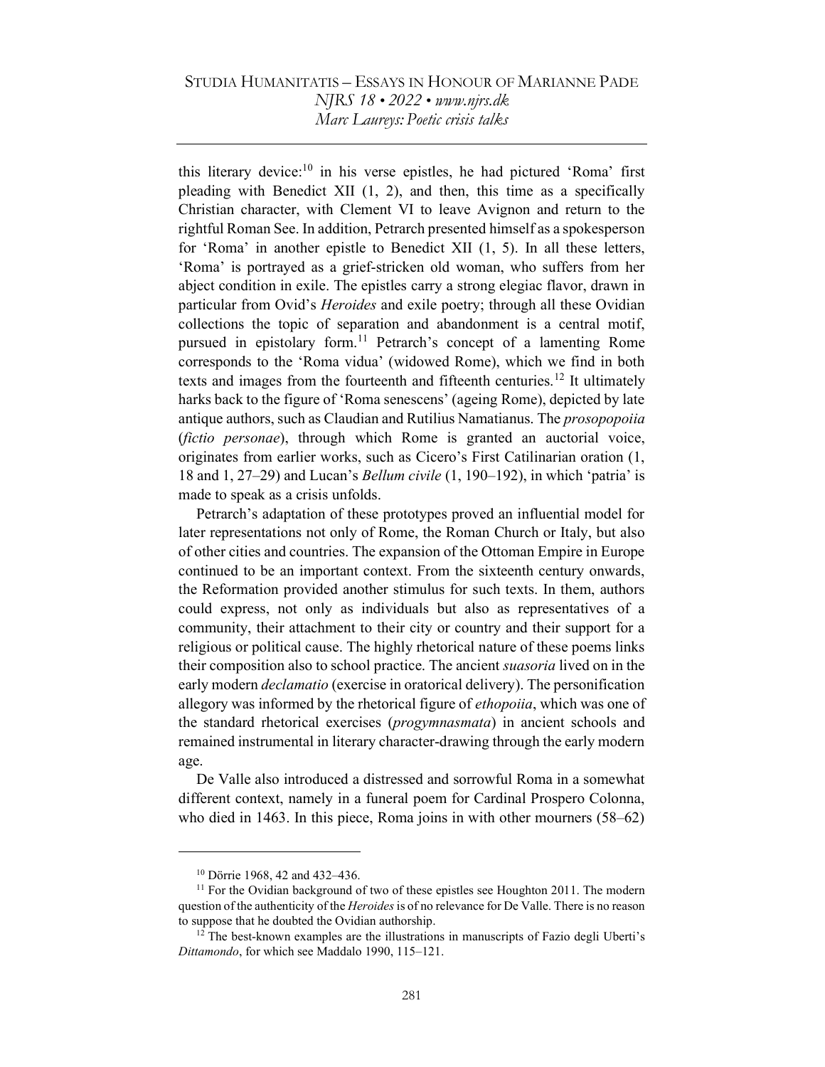this literary device:[10] in his verse epistles, he had pictured 'Roma' first pleading with Benedict XII (1, 2), and then, this time as a specifically Christian character, with Clement VI to leave Avignon and return to the rightful Roman See. In addition, Petrarch presented himself as a spokesperson for 'Roma' in another epistle to Benedict XII (1, 5). In all these letters, 'Roma' is portrayed as a grief-stricken old woman, who suffers from her abject condition in exile. The epistles carry a strong elegiac flavor, drawn in particular from Ovid's *Heroides* and exile poetry; through all these Ovidian collections the topic of separation and abandonment is a central motif, pursued in epistolary form.[11] Petrarch's concept of a lamenting Rome corresponds to the 'Roma vidua' (widowed Rome), which we find in both texts and images from the fourteenth and fifteenth centuries.[12] It ultimately harks back to the figure of 'Roma senescens' (ageing Rome), depicted by late antique authors, such as Claudian and Rutilius Namatianus. The *prosopopoiia* (*fictio personae*), through which Rome is granted an auctorial voice, originates from earlier works, such as Cicero's First Catilinarian oration (1, 18 and 1, 27–29) and Lucan's *Bellum civile* (1, 190–192), in which 'patria' is made to speak as a crisis unfolds.

Petrarch's adaptation of these prototypes proved an influential model for later representations not only of Rome, the Roman Church or Italy, but also of other cities and countries. The expansion of the Ottoman Empire in Europe continued to be an important context. From the sixteenth century onwards, the Reformation provided another stimulus for such texts. In them, authors could express, not only as individuals but also as representatives of a community, their attachment to their city or country and their support for a religious or political cause. The highly rhetorical nature of these poems links their composition also to school practice. The ancient *suasoria* lived on in the early modern *declamatio* (exercise in oratorical delivery). The personification allegory was informed by the rhetorical figure of *ethopoiia*, which was one of the standard rhetorical exercises (*progymnasmata*) in ancient schools and remained instrumental in literary character-drawing through the early modern age.

De Valle also introduced a distressed and sorrowful Roma in a somewhat different context, namely in a funeral poem for Cardinal Prospero Colonna, who died in 1463. In this piece, Roma joins in with other mourners (58–62)

---

[10] Dörrie 1968, 42 and 432–436.

[11] For the Ovidian background of two of these epistles see Houghton 2011. The modern question of the authenticity of the *Heroides* is of no relevance for De Valle. There is no reason to suppose that he doubted the Ovidian authorship.

[12] The best-known examples are the illustrations in manuscripts of Fazio degli Uberti's *Dittamondo*, for which see Maddalo 1990, 115–121.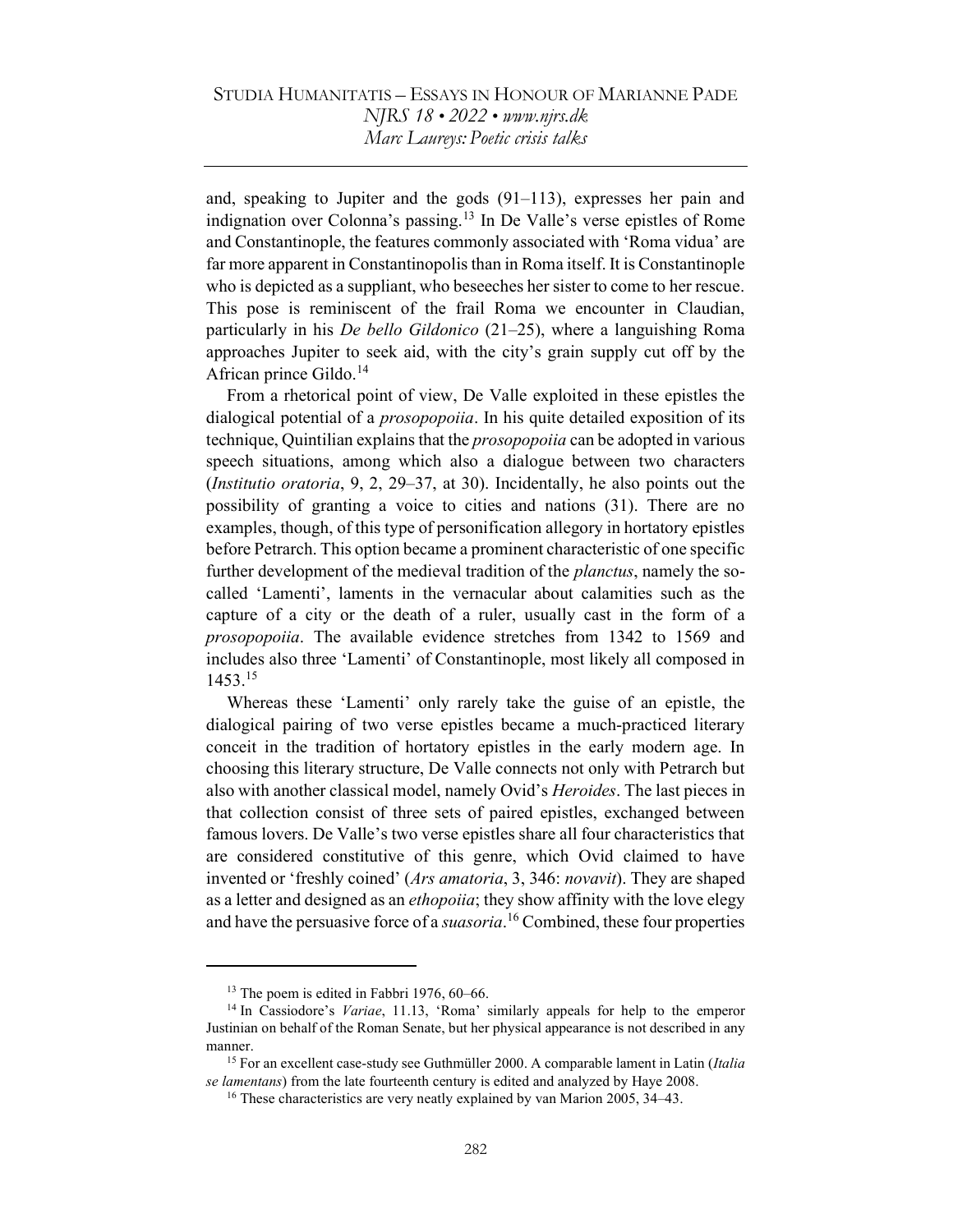and, speaking to Jupiter and the gods (91–113), expresses her pain and indignation over Colonna's passing.[13] In De Valle's verse epistles of Rome and Constantinople, the features commonly associated with 'Roma vidua' are far more apparent in Constantinopolis than in Roma itself. It is Constantinople who is depicted as a suppliant, who beseeches her sister to come to her rescue. This pose is reminiscent of the frail Roma we encounter in Claudian, particularly in his *De bello Gildonico* (21–25), where a languishing Roma approaches Jupiter to seek aid, with the city's grain supply cut off by the African prince Gildo.[14]

From a rhetorical point of view, De Valle exploited in these epistles the dialogical potential of a *prosopopoiia*. In his quite detailed exposition of its technique, Quintilian explains that the *prosopopoiia* can be adopted in various speech situations, among which also a dialogue between two characters (*Institutio oratoria*, 9, 2, 29–37, at 30). Incidentally, he also points out the possibility of granting a voice to cities and nations (31). There are no examples, though, of this type of personification allegory in hortatory epistles before Petrarch. This option became a prominent characteristic of one specific further development of the medieval tradition of the *planctus*, namely the so-called 'Lamenti', laments in the vernacular about calamities such as the capture of a city or the death of a ruler, usually cast in the form of a *prosopopoiia*. The available evidence stretches from 1342 to 1569 and includes also three 'Lamenti' of Constantinople, most likely all composed in 1453.[15]

Whereas these 'Lamenti' only rarely take the guise of an epistle, the dialogical pairing of two verse epistles became a much-practiced literary conceit in the tradition of hortatory epistles in the early modern age. In choosing this literary structure, De Valle connects not only with Petrarch but also with another classical model, namely Ovid's *Heroides*. The last pieces in that collection consist of three sets of paired epistles, exchanged between famous lovers. De Valle's two verse epistles share all four characteristics that are considered constitutive of this genre, which Ovid claimed to have invented or 'freshly coined' (*Ars amatoria*, 3, 346: *novavit*). They are shaped as a letter and designed as an *ethopoiia*; they show affinity with the love elegy and have the persuasive force of a *suasoria*.[16] Combined, these four properties

---

[13] The poem is edited in Fabbri 1976, 60–66.

[14] In Cassiodore's *Variae*, 11.13, 'Roma' similarly appeals for help to the emperor Justinian on behalf of the Roman Senate, but her physical appearance is not described in any manner.

[15] For an excellent case-study see Guthmüller 2000. A comparable lament in Latin (*Italia se lamentans*) from the late fourteenth century is edited and analyzed by Haye 2008.

[16] These characteristics are very neatly explained by van Marion 2005, 34–43.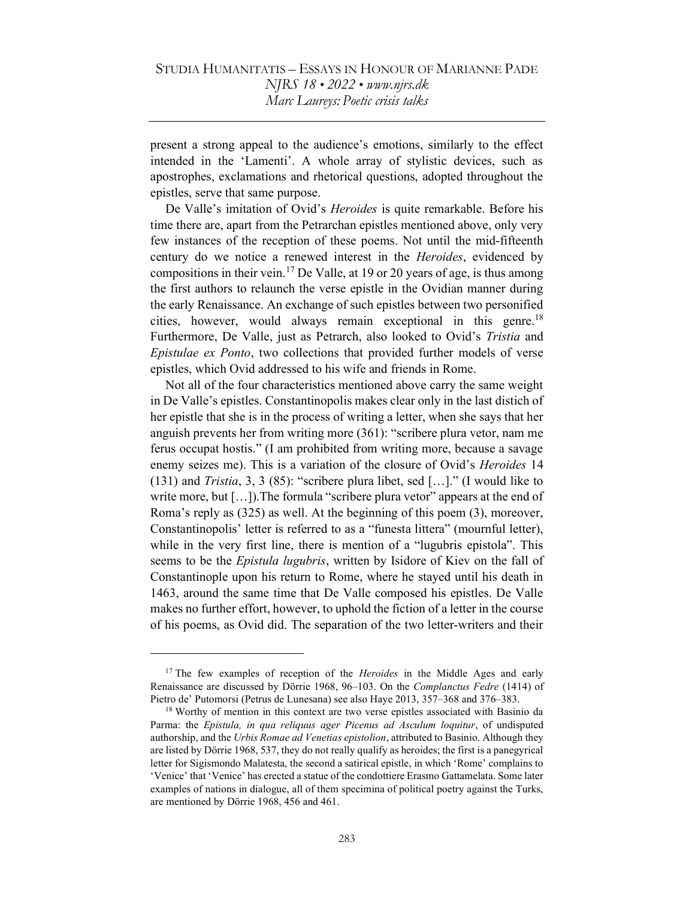present a strong appeal to the audience's emotions, similarly to the effect intended in the 'Lamenti'. A whole array of stylistic devices, such as apostrophes, exclamations and rhetorical questions, adopted throughout the epistles, serve that same purpose.

De Valle's imitation of Ovid's *Heroides* is quite remarkable. Before his time there are, apart from the Petrarchan epistles mentioned above, only very few instances of the reception of these poems. Not until the mid-fifteenth century do we notice a renewed interest in the *Heroides*, evidenced by compositions in their vein.[17] De Valle, at 19 or 20 years of age, is thus among the first authors to relaunch the verse epistle in the Ovidian manner during the early Renaissance. An exchange of such epistles between two personified cities, however, would always remain exceptional in this genre.[18] Furthermore, De Valle, just as Petrarch, also looked to Ovid's *Tristia* and *Epistulae ex Ponto*, two collections that provided further models of verse epistles, which Ovid addressed to his wife and friends in Rome.

Not all of the four characteristics mentioned above carry the same weight in De Valle's epistles. Constantinopolis makes clear only in the last distich of her epistle that she is in the process of writing a letter, when she says that her anguish prevents her from writing more (361): "scribere plura vetor, nam me ferus occupat hostis." (I am prohibited from writing more, because a savage enemy seizes me). This is a variation of the closure of Ovid's *Heroides* 14 (131) and *Tristia*, 3, 3 (85): "scribere plura libet, sed […]." (I would like to write more, but […]).The formula "scribere plura vetor" appears at the end of Roma's reply as (325) as well. At the beginning of this poem (3), moreover, Constantinopolis' letter is referred to as a "funesta littera" (mournful letter), while in the very first line, there is mention of a "lugubris epistola". This seems to be the *Epistula lugubris*, written by Isidore of Kiev on the fall of Constantinople upon his return to Rome, where he stayed until his death in 1463, around the same time that De Valle composed his epistles. De Valle makes no further effort, however, to uphold the fiction of a letter in the course of his poems, as Ovid did. The separation of the two letter-writers and their

---

[17] The few examples of reception of the *Heroides* in the Middle Ages and early Renaissance are discussed by Dörrie 1968, 96–103. On the *Complanctus Fedre* (1414) of Pietro de' Putomorsi (Petrus de Lunesana) see also Haye 2013, 357–368 and 376–383.

[18] Worthy of mention in this context are two verse epistles associated with Basinio da Parma: the *Epistula, in qua reliquus ager Picenus ad Asculum loquitur*, of undisputed authorship, and the *Urbis Romae ad Venetias epistolion*, attributed to Basinio. Although they are listed by Dörrie 1968, 537, they do not really qualify as heroides; the first is a panegyrical letter for Sigismondo Malatesta, the second a satirical epistle, in which 'Rome' complains to 'Venice' that 'Venice' has erected a statue of the condottiere Erasmo Gattamelata. Some later examples of nations in dialogue, all of them specimina of political poetry against the Turks, are mentioned by Dörrie 1968, 456 and 461.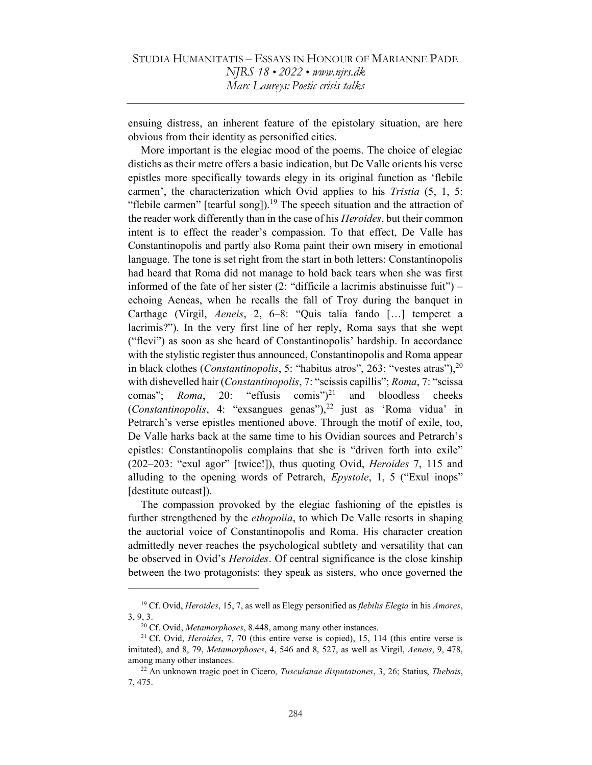ensuing distress, an inherent feature of the epistolary situation, are here obvious from their identity as personified cities.

More important is the elegiac mood of the poems. The choice of elegiac distichs as their metre offers a basic indication, but De Valle orients his verse epistles more specifically towards elegy in its original function as 'flebile carmen', the characterization which Ovid applies to his *Tristia* (5, 1, 5: "flebile carmen" [tearful song]).[19] The speech situation and the attraction of the reader work differently than in the case of his *Heroides*, but their common intent is to effect the reader's compassion. To that effect, De Valle has Constantinopolis and partly also Roma paint their own misery in emotional language. The tone is set right from the start in both letters: Constantinopolis had heard that Roma did not manage to hold back tears when she was first informed of the fate of her sister (2: "difficile a lacrimis abstinuisse fuit") – echoing Aeneas, when he recalls the fall of Troy during the banquet in Carthage (Virgil, *Aeneis*, 2, 6–8: "Quis talia fando […] temperet a lacrimis?"). In the very first line of her reply, Roma says that she wept ("flevi") as soon as she heard of Constantinopolis' hardship. In accordance with the stylistic register thus announced, Constantinopolis and Roma appear in black clothes (*Constantinopolis*, 5: "habitus atros", 263: "vestes atras"),[20] with dishevelled hair (*Constantinopolis*, 7: "scissis capillis"; *Roma*, 7: "scissa comas"; *Roma*, 20: "effusis comis")[21] and bloodless cheeks (*Constantinopolis*, 4: "exsangues genas"),[22] just as 'Roma vidua' in Petrarch's verse epistles mentioned above. Through the motif of exile, too, De Valle harks back at the same time to his Ovidian sources and Petrarch's epistles: Constantinopolis complains that she is "driven forth into exile" (202–203: "exul agor" [twice!]), thus quoting Ovid, *Heroides* 7, 115 and alluding to the opening words of Petrarch, *Epystole*, 1, 5 ("Exul inops" [destitute outcast]).

The compassion provoked by the elegiac fashioning of the epistles is further strengthened by the *ethopoiia*, to which De Valle resorts in shaping the auctorial voice of Constantinopolis and Roma. His character creation admittedly never reaches the psychological subtlety and versatility that can be observed in Ovid's *Heroides*. Of central significance is the close kinship between the two protagonists: they speak as sisters, who once governed the

---

[19] Cf. Ovid, *Heroides*, 15, 7, as well as Elegy personified as *flebilis Elegia* in his *Amores*, 3, 9, 3.

[20] Cf. Ovid, *Metamorphoses*, 8.448, among many other instances.

[21] Cf. Ovid, *Heroides*, 7, 70 (this entire verse is copied), 15, 114 (this entire verse is imitated), and 8, 79, *Metamorphoses*, 4, 546 and 8, 527, as well as Virgil, *Aeneis*, 9, 478, among many other instances.

[22] An unknown tragic poet in Cicero, *Tusculanae disputationes*, 3, 26; Statius, *Thebais*, 7, 475.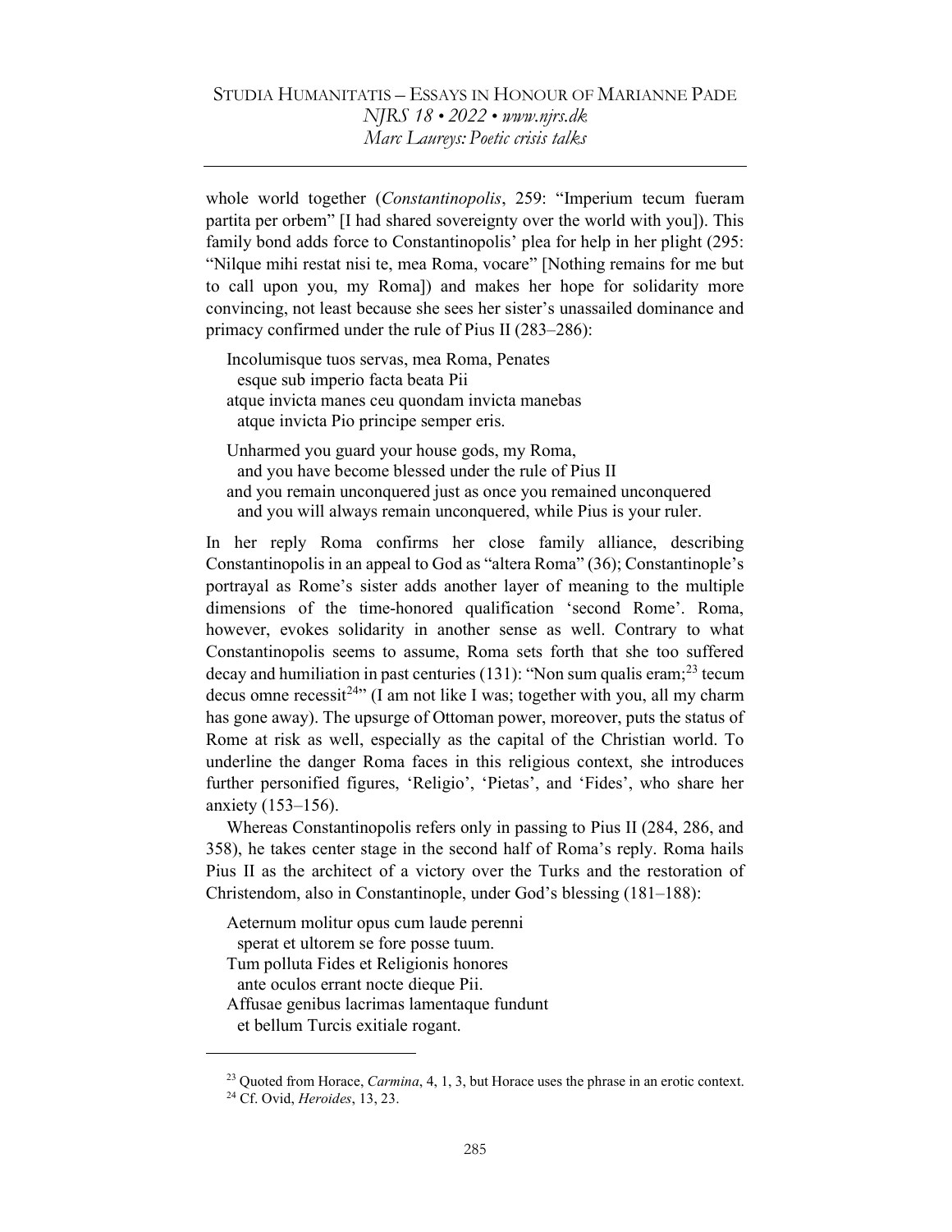whole world together (*Constantinopolis*, 259: "Imperium tecum fueram partita per orbem" [I had shared sovereignty over the world with you]). This family bond adds force to Constantinopolis' plea for help in her plight (295: "Nilque mihi restat nisi te, mea Roma, vocare" [Nothing remains for me but to call upon you, my Roma]) and makes her hope for solidarity more convincing, not least because she sees her sister's unassailed dominance and primacy confirmed under the rule of Pius II (283–286):

> Incolumisque tuos servas, mea Roma, Penates  
> esque sub imperio facta beata Pii  
> atque invicta manes ceu quondam invicta manebas  
> atque invicta Pio principe semper eris.
>
> Unharmed you guard your house gods, my Roma,  
> and you have become blessed under the rule of Pius II  
> and you remain unconquered just as once you remained unconquered  
> and you will always remain unconquered, while Pius is your ruler.

In her reply Roma confirms her close family alliance, describing Constantinopolis in an appeal to God as "altera Roma" (36); Constantinople's portrayal as Rome's sister adds another layer of meaning to the multiple dimensions of the time-honored qualification 'second Rome'. Roma, however, evokes solidarity in another sense as well. Contrary to what Constantinopolis seems to assume, Roma sets forth that she too suffered decay and humiliation in past centuries (131): "Non sum qualis eram;[23] tecum decus omne recessit[24]" (I am not like I was; together with you, all my charm has gone away). The upsurge of Ottoman power, moreover, puts the status of Rome at risk as well, especially as the capital of the Christian world. To underline the danger Roma faces in this religious context, she introduces further personified figures, 'Religio', 'Pietas', and 'Fides', who share her anxiety (153–156).

Whereas Constantinopolis refers only in passing to Pius II (284, 286, and 358), he takes center stage in the second half of Roma's reply. Roma hails Pius II as the architect of a victory over the Turks and the restoration of Christendom, also in Constantinople, under God's blessing (181–188):

> Aeternum molitur opus cum laude perenni  
> sperat et ultorem se fore posse tuum.  
> Tum polluta Fides et Religionis honores  
> ante oculos errant nocte dieque Pii.  
> Affusae genibus lacrimas lamentaque fundunt  
> et bellum Turcis exitiale rogant.

---

[23] Quoted from Horace, *Carmina*, 4, 1, 3, but Horace uses the phrase in an erotic context.

[24] Cf. Ovid, *Heroides*, 13, 23.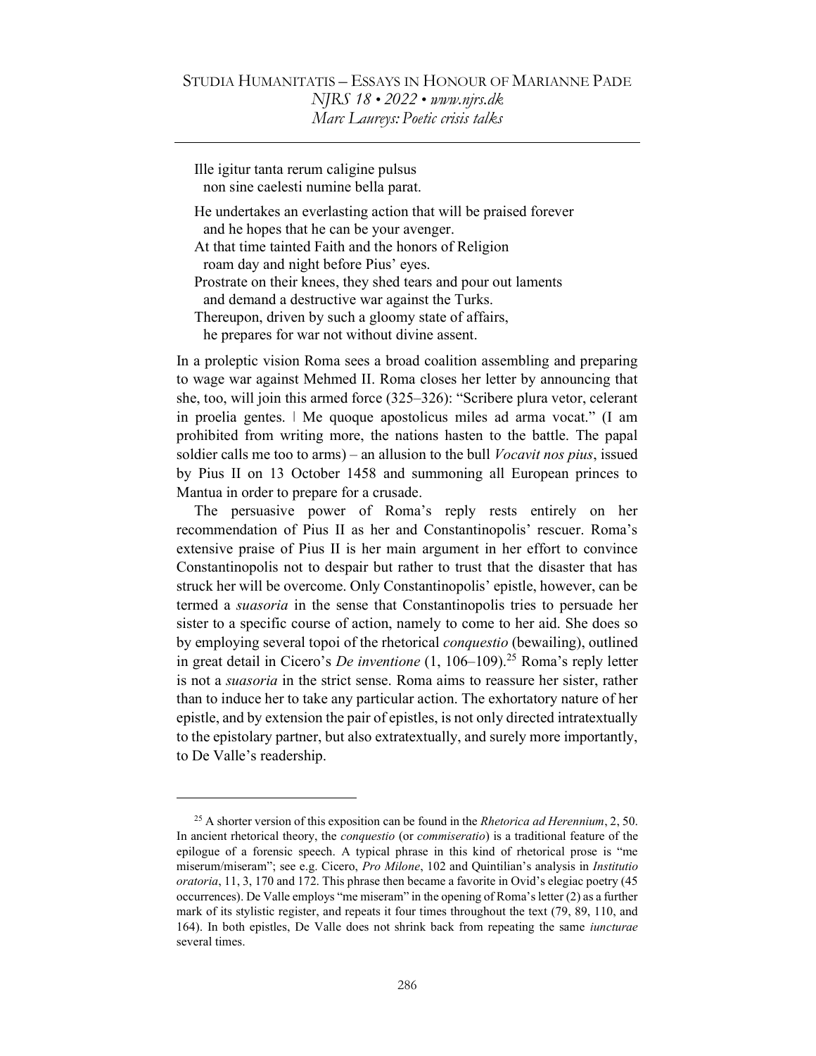Ille igitur tanta rerum caligine pulsus
  non sine caelesti numine bella parat.

He undertakes an everlasting action that will be praised forever
  and he hopes that he can be your avenger.
At that time tainted Faith and the honors of Religion
  roam day and night before Pius' eyes.
Prostrate on their knees, they shed tears and pour out laments
  and demand a destructive war against the Turks.
Thereupon, driven by such a gloomy state of affairs,
  he prepares for war not without divine assent.

In a proleptic vision Roma sees a broad coalition assembling and preparing to wage war against Mehmed II. Roma closes her letter by announcing that she, too, will join this armed force (325–326): "Scribere plura vetor, celerant in proelia gentes. | Me quoque apostolicus miles ad arma vocat." (I am prohibited from writing more, the nations hasten to the battle. The papal soldier calls me too to arms) – an allusion to the bull *Vocavit nos pius*, issued by Pius II on 13 October 1458 and summoning all European princes to Mantua in order to prepare for a crusade.

The persuasive power of Roma's reply rests entirely on her recommendation of Pius II as her and Constantinopolis' rescuer. Roma's extensive praise of Pius II is her main argument in her effort to convince Constantinopolis not to despair but rather to trust that the disaster that has struck her will be overcome. Only Constantinopolis' epistle, however, can be termed a *suasoria* in the sense that Constantinopolis tries to persuade her sister to a specific course of action, namely to come to her aid. She does so by employing several topoi of the rhetorical *conquestio* (bewailing), outlined in great detail in Cicero's *De inventione* (1, 106–109).[25] Roma's reply letter is not a *suasoria* in the strict sense. Roma aims to reassure her sister, rather than to induce her to take any particular action. The exhortatory nature of her epistle, and by extension the pair of epistles, is not only directed intratextually to the epistolary partner, but also extratextually, and surely more importantly, to De Valle's readership.

---

[25] A shorter version of this exposition can be found in the *Rhetorica ad Herennium*, 2, 50. In ancient rhetorical theory, the *conquestio* (or *commiseratio*) is a traditional feature of the epilogue of a forensic speech. A typical phrase in this kind of rhetorical prose is "me miserum/miseram"; see e.g. Cicero, *Pro Milone*, 102 and Quintilian's analysis in *Institutio oratoria*, 11, 3, 170 and 172. This phrase then became a favorite in Ovid's elegiac poetry (45 occurrences). De Valle employs "me miseram" in the opening of Roma's letter (2) as a further mark of its stylistic register, and repeats it four times throughout the text (79, 89, 110, and 164). In both epistles, De Valle does not shrink back from repeating the same *iuncturae* several times.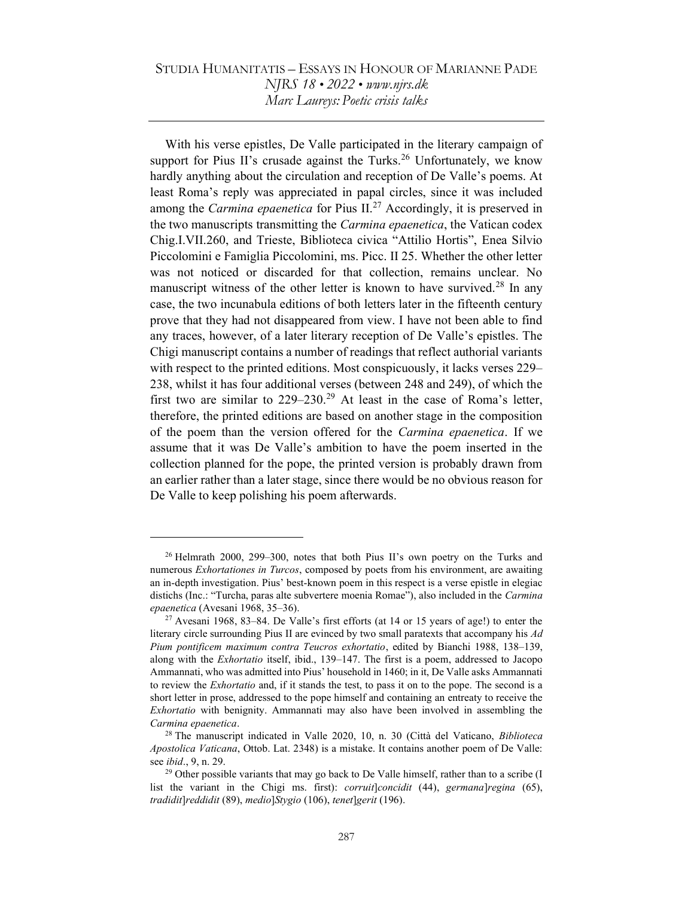With his verse epistles, De Valle participated in the literary campaign of support for Pius II's crusade against the Turks.[26] Unfortunately, we know hardly anything about the circulation and reception of De Valle's poems. At least Roma's reply was appreciated in papal circles, since it was included among the *Carmina epaenetica* for Pius II.[27] Accordingly, it is preserved in the two manuscripts transmitting the *Carmina epaenetica*, the Vatican codex Chig.I.VII.260, and Trieste, Biblioteca civica "Attilio Hortis", Enea Silvio Piccolomini e Famiglia Piccolomini, ms. Picc. II 25. Whether the other letter was not noticed or discarded for that collection, remains unclear. No manuscript witness of the other letter is known to have survived.[28] In any case, the two incunabula editions of both letters later in the fifteenth century prove that they had not disappeared from view. I have not been able to find any traces, however, of a later literary reception of De Valle's epistles. The Chigi manuscript contains a number of readings that reflect authorial variants with respect to the printed editions. Most conspicuously, it lacks verses 229–238, whilst it has four additional verses (between 248 and 249), of which the first two are similar to 229–230.[29] At least in the case of Roma's letter, therefore, the printed editions are based on another stage in the composition of the poem than the version offered for the *Carmina epaenetica*. If we assume that it was De Valle's ambition to have the poem inserted in the collection planned for the pope, the printed version is probably drawn from an earlier rather than a later stage, since there would be no obvious reason for De Valle to keep polishing his poem afterwards.

---

[26] Helmrath 2000, 299–300, notes that both Pius II's own poetry on the Turks and numerous *Exhortationes in Turcos*, composed by poets from his environment, are awaiting an in-depth investigation. Pius' best-known poem in this respect is a verse epistle in elegiac distichs (Inc.: "Turcha, paras alte subvertere moenia Romae"), also included in the *Carmina epaenetica* (Avesani 1968, 35–36).

[27] Avesani 1968, 83–84. De Valle's first efforts (at 14 or 15 years of age!) to enter the literary circle surrounding Pius II are evinced by two small paratexts that accompany his *Ad Pium pontificem maximum contra Teucros exhortatio*, edited by Bianchi 1988, 138–139, along with the *Exhortatio* itself, ibid., 139–147. The first is a poem, addressed to Jacopo Ammannati, who was admitted into Pius' household in 1460; in it, De Valle asks Ammannati to review the *Exhortatio* and, if it stands the test, to pass it on to the pope. The second is a short letter in prose, addressed to the pope himself and containing an entreaty to receive the *Exhortatio* with benignity. Ammannati may also have been involved in assembling the *Carmina epaenetica*.

[28] The manuscript indicated in Valle 2020, 10, n. 30 (Città del Vaticano, *Biblioteca Apostolica Vaticana*, Ottob. Lat. 2348) is a mistake. It contains another poem of De Valle: see *ibid*., 9, n. 29.

[29] Other possible variants that may go back to De Valle himself, rather than to a scribe (I list the variant in the Chigi ms. first): *corruit*]*concidit* (44), *germana*]*regina* (65), *tradidit*]*reddidit* (89), *medio*]*Stygio* (106), *tenet*]*gerit* (196).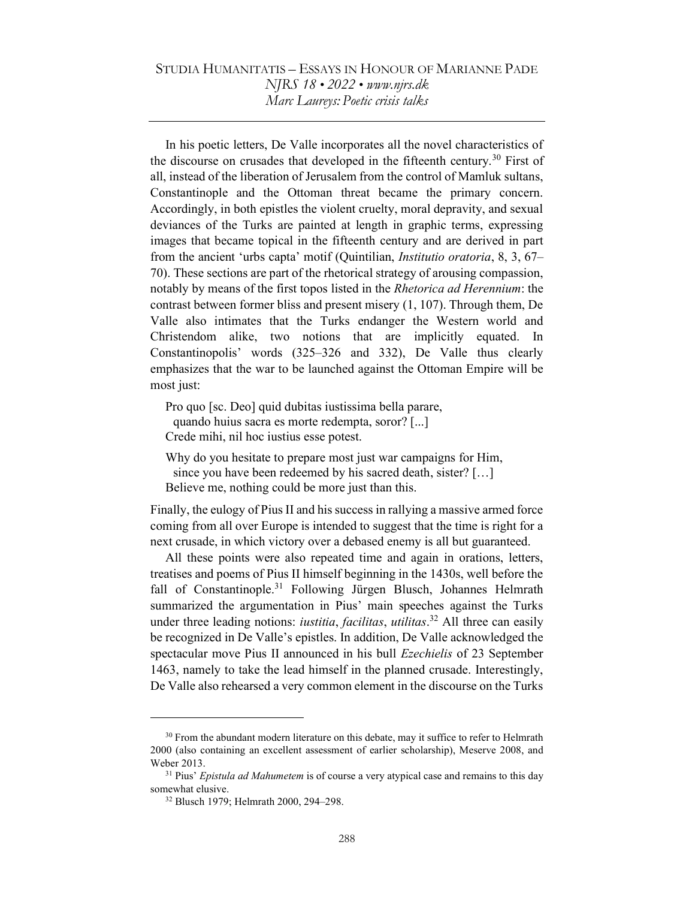In his poetic letters, De Valle incorporates all the novel characteristics of the discourse on crusades that developed in the fifteenth century.[30] First of all, instead of the liberation of Jerusalem from the control of Mamluk sultans, Constantinople and the Ottoman threat became the primary concern. Accordingly, in both epistles the violent cruelty, moral depravity, and sexual deviances of the Turks are painted at length in graphic terms, expressing images that became topical in the fifteenth century and are derived in part from the ancient 'urbs capta' motif (Quintilian, *Institutio oratoria*, 8, 3, 67–70). These sections are part of the rhetorical strategy of arousing compassion, notably by means of the first topos listed in the *Rhetorica ad Herennium*: the contrast between former bliss and present misery (1, 107). Through them, De Valle also intimates that the Turks endanger the Western world and Christendom alike, two notions that are implicitly equated. In Constantinopolis' words (325–326 and 332), De Valle thus clearly emphasizes that the war to be launched against the Ottoman Empire will be most just:

> Pro quo [sc. Deo] quid dubitas iustissima bella parare,
> quando huius sacra es morte redempta, soror? [...]
> Crede mihi, nil hoc iustius esse potest.
>
> Why do you hesitate to prepare most just war campaigns for Him,
> since you have been redeemed by his sacred death, sister? […]
> Believe me, nothing could be more just than this.

Finally, the eulogy of Pius II and his success in rallying a massive armed force coming from all over Europe is intended to suggest that the time is right for a next crusade, in which victory over a debased enemy is all but guaranteed.

All these points were also repeated time and again in orations, letters, treatises and poems of Pius II himself beginning in the 1430s, well before the fall of Constantinople.[31] Following Jürgen Blusch, Johannes Helmrath summarized the argumentation in Pius' main speeches against the Turks under three leading notions: *iustitia*, *facilitas*, *utilitas*.[32] All three can easily be recognized in De Valle's epistles. In addition, De Valle acknowledged the spectacular move Pius II announced in his bull *Ezechielis* of 23 September 1463, namely to take the lead himself in the planned crusade. Interestingly, De Valle also rehearsed a very common element in the discourse on the Turks

---

[30] From the abundant modern literature on this debate, may it suffice to refer to Helmrath 2000 (also containing an excellent assessment of earlier scholarship), Meserve 2008, and Weber 2013.

[31] Pius' *Epistula ad Mahumetem* is of course a very atypical case and remains to this day somewhat elusive.

[32] Blusch 1979; Helmrath 2000, 294–298.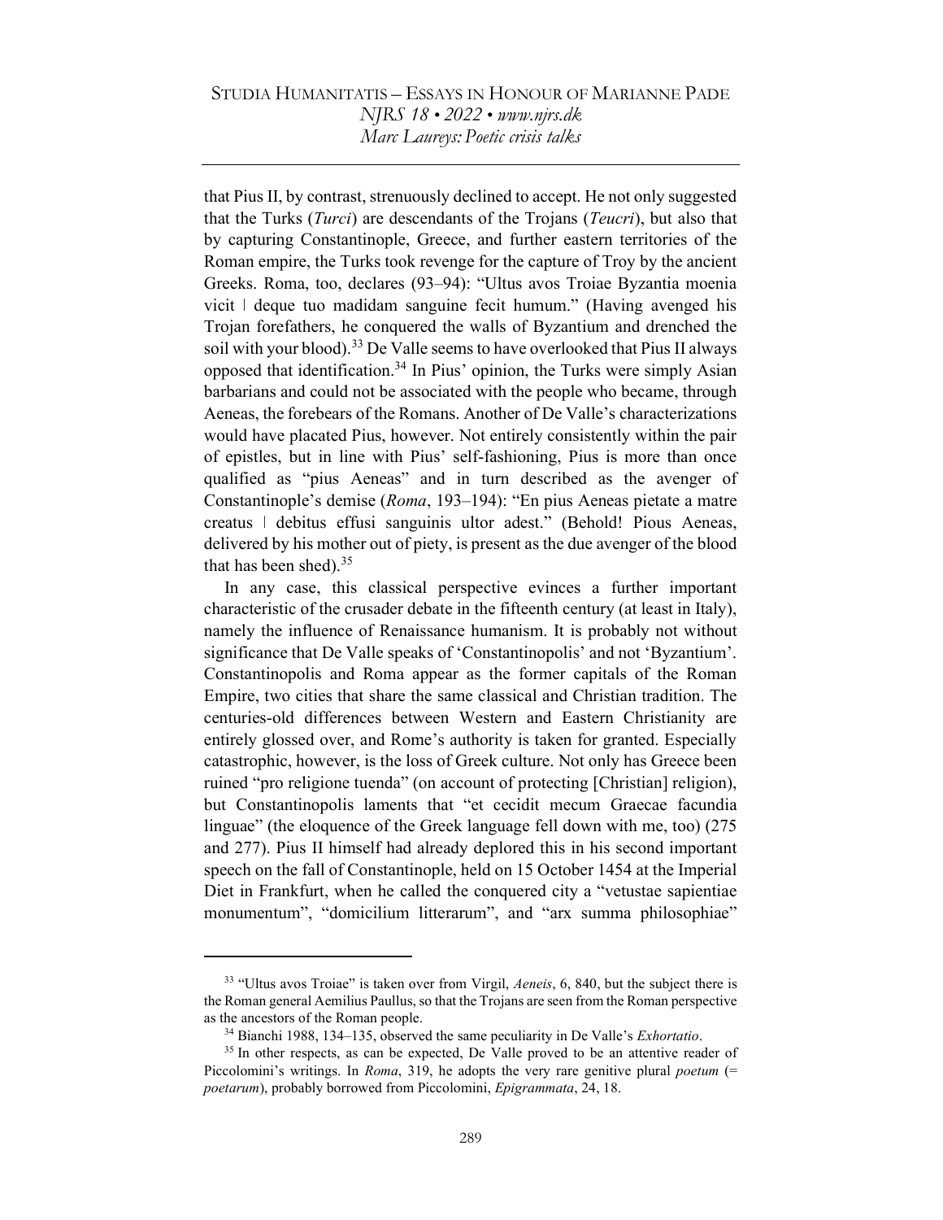that Pius II, by contrast, strenuously declined to accept. He not only suggested that the Turks (*Turci*) are descendants of the Trojans (*Teucri*), but also that by capturing Constantinople, Greece, and further eastern territories of the Roman empire, the Turks took revenge for the capture of Troy by the ancient Greeks. Roma, too, declares (93–94): "Ultus avos Troiae Byzantia moenia vicit | deque tuo madidam sanguine fecit humum." (Having avenged his Trojan forefathers, he conquered the walls of Byzantium and drenched the soil with your blood).[33] De Valle seems to have overlooked that Pius II always opposed that identification.[34] In Pius' opinion, the Turks were simply Asian barbarians and could not be associated with the people who became, through Aeneas, the forebears of the Romans. Another of De Valle's characterizations would have placated Pius, however. Not entirely consistently within the pair of epistles, but in line with Pius' self-fashioning, Pius is more than once qualified as "pius Aeneas" and in turn described as the avenger of Constantinople's demise (*Roma*, 193–194): "En pius Aeneas pietate a matre creatus | debitus effusi sanguinis ultor adest." (Behold! Pious Aeneas, delivered by his mother out of piety, is present as the due avenger of the blood that has been shed).[35]

In any case, this classical perspective evinces a further important characteristic of the crusader debate in the fifteenth century (at least in Italy), namely the influence of Renaissance humanism. It is probably not without significance that De Valle speaks of 'Constantinopolis' and not 'Byzantium'. Constantinopolis and Roma appear as the former capitals of the Roman Empire, two cities that share the same classical and Christian tradition. The centuries-old differences between Western and Eastern Christianity are entirely glossed over, and Rome's authority is taken for granted. Especially catastrophic, however, is the loss of Greek culture. Not only has Greece been ruined "pro religione tuenda" (on account of protecting [Christian] religion), but Constantinopolis laments that "et cecidit mecum Graecae facundia linguae" (the eloquence of the Greek language fell down with me, too) (275 and 277). Pius II himself had already deplored this in his second important speech on the fall of Constantinople, held on 15 October 1454 at the Imperial Diet in Frankfurt, when he called the conquered city a "vetustae sapientiae monumentum", "domicilium litterarum", and "arx summa philosophiae"

---

[33] "Ultus avos Troiae" is taken over from Virgil, *Aeneis*, 6, 840, but the subject there is the Roman general Aemilius Paullus, so that the Trojans are seen from the Roman perspective as the ancestors of the Roman people.

[34] Bianchi 1988, 134–135, observed the same peculiarity in De Valle's *Exhortatio*.

[35] In other respects, as can be expected, De Valle proved to be an attentive reader of Piccolomini's writings. In *Roma*, 319, he adopts the very rare genitive plural *poetum* (= *poetarum*), probably borrowed from Piccolomini, *Epigrammata*, 24, 18.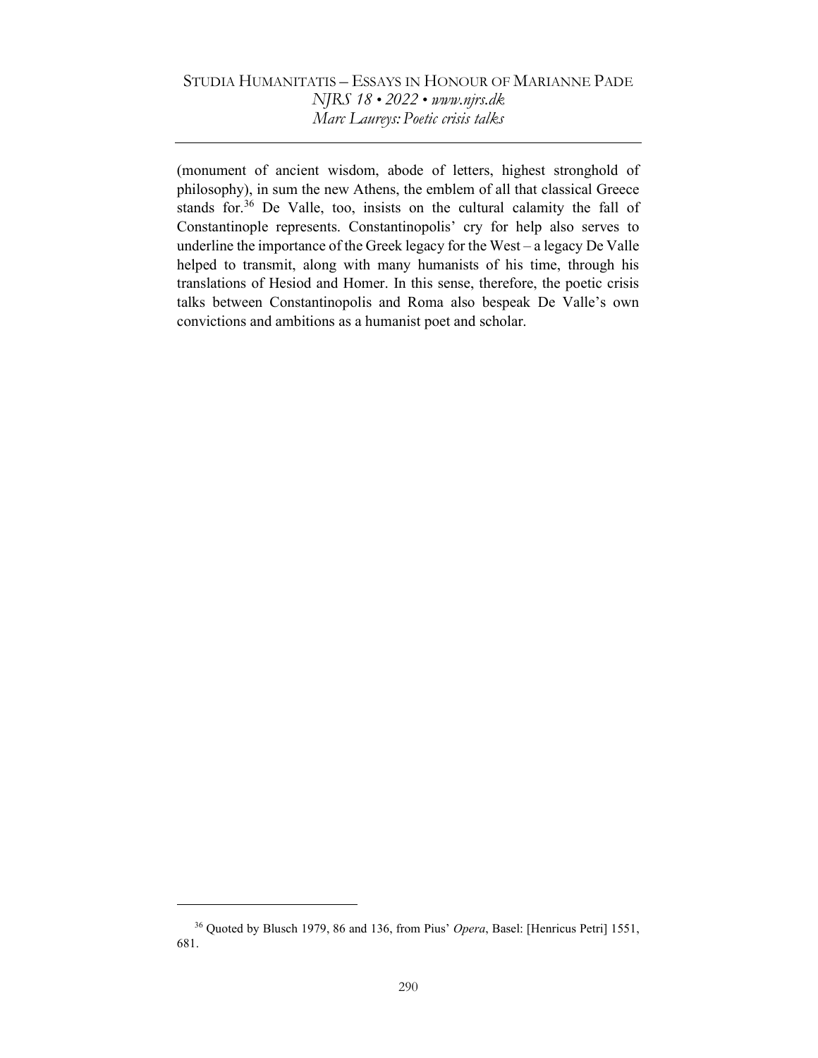(monument of ancient wisdom, abode of letters, highest stronghold of philosophy), in sum the new Athens, the emblem of all that classical Greece stands for.[36] De Valle, too, insists on the cultural calamity the fall of Constantinople represents. Constantinopolis' cry for help also serves to underline the importance of the Greek legacy for the West – a legacy De Valle helped to transmit, along with many humanists of his time, through his translations of Hesiod and Homer. In this sense, therefore, the poetic crisis talks between Constantinopolis and Roma also bespeak De Valle's own convictions and ambitions as a humanist poet and scholar.

---

[36] Quoted by Blusch 1979, 86 and 136, from Pius' *Opera*, Basel: [Henricus Petri] 1551, 681.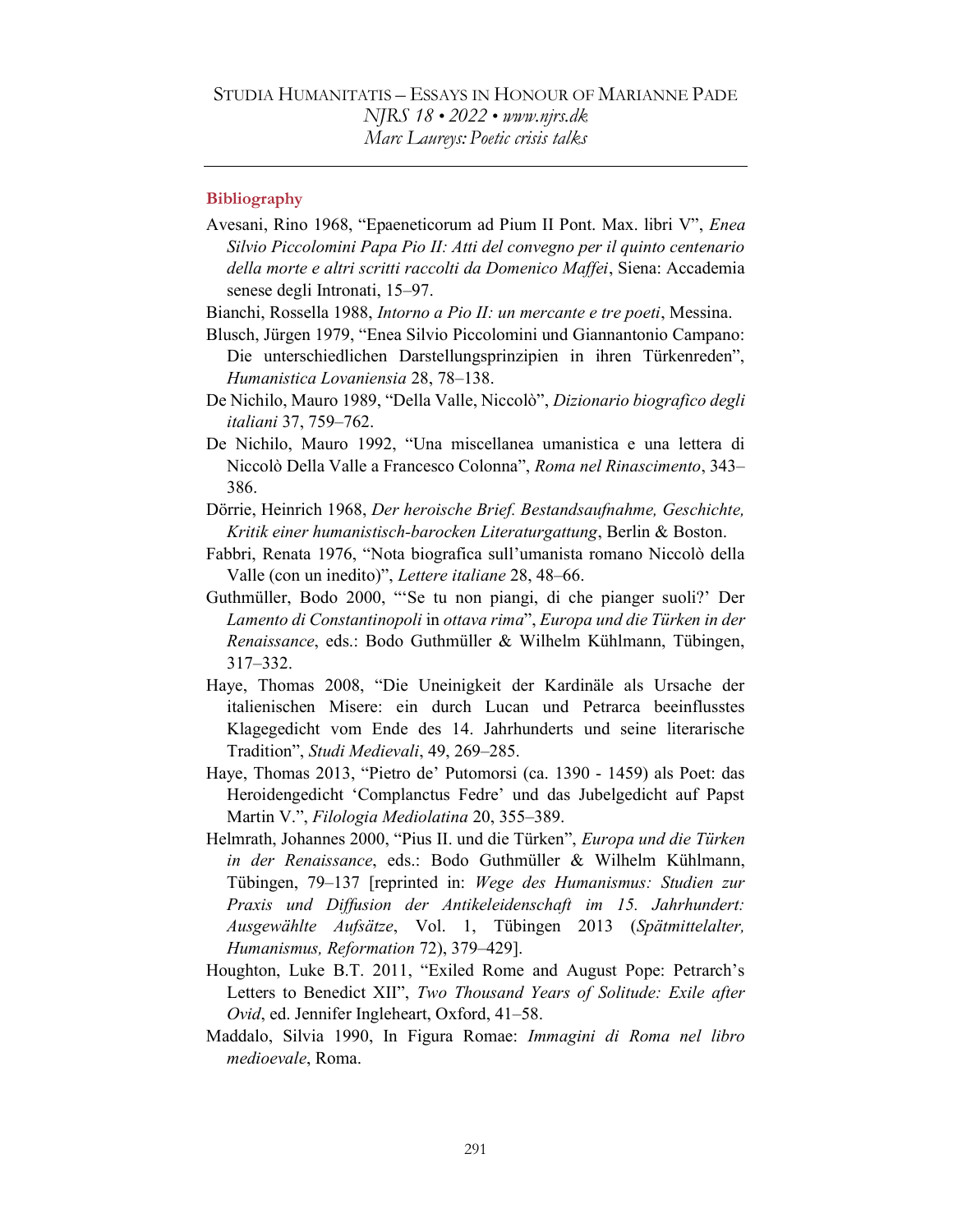## Bibliography

Avesani, Rino 1968, "Epaeneticorum ad Pium II Pont. Max. libri V", *Enea Silvio Piccolomini Papa Pio II: Atti del convegno per il quinto centenario della morte e altri scritti raccolti da Domenico Maffei*, Siena: Accademia senese degli Intronati, 15–97.

Bianchi, Rossella 1988, *Intorno a Pio II: un mercante e tre poeti*, Messina.

Blusch, Jürgen 1979, "Enea Silvio Piccolomini und Giannantonio Campano: Die unterschiedlichen Darstellungsprinzipien in ihren Türkenreden", *Humanistica Lovaniensia* 28, 78–138.

De Nichilo, Mauro 1989, "Della Valle, Niccolò", *Dizionario biografico degli italiani* 37, 759–762.

De Nichilo, Mauro 1992, "Una miscellanea umanistica e una lettera di Niccolò Della Valle a Francesco Colonna", *Roma nel Rinascimento*, 343–386.

Dörrie, Heinrich 1968, *Der heroische Brief. Bestandsaufnahme, Geschichte, Kritik einer humanistisch-barocken Literaturgattung*, Berlin & Boston.

Fabbri, Renata 1976, "Nota biografica sull'umanista romano Niccolò della Valle (con un inedito)", *Lettere italiane* 28, 48–66.

Guthmüller, Bodo 2000, "'Se tu non piangi, di che pianger suoli?' Der *Lamento di Constantinopoli* in *ottava rima*", *Europa und die Türken in der Renaissance*, eds.: Bodo Guthmüller & Wilhelm Kühlmann, Tübingen, 317–332.

Haye, Thomas 2008, "Die Uneinigkeit der Kardinäle als Ursache der italienischen Misere: ein durch Lucan und Petrarca beeinflusstes Klagegedicht vom Ende des 14. Jahrhunderts und seine literarische Tradition", *Studi Medievali*, 49, 269–285.

Haye, Thomas 2013, "Pietro de' Putomorsi (ca. 1390 - 1459) als Poet: das Heroidengedicht 'Complanctus Fedre' und das Jubelgedicht auf Papst Martin V.", *Filologia Mediolatina* 20, 355–389.

Helmrath, Johannes 2000, "Pius II. und die Türken", *Europa und die Türken in der Renaissance*, eds.: Bodo Guthmüller & Wilhelm Kühlmann, Tübingen, 79–137 [reprinted in: *Wege des Humanismus: Studien zur Praxis und Diffusion der Antikeleidenschaft im 15. Jahrhundert: Ausgewählte Aufsätze*, Vol. 1, Tübingen 2013 (*Spätmittelalter, Humanismus, Reformation* 72), 379–429].

Houghton, Luke B.T. 2011, "Exiled Rome and August Pope: Petrarch's Letters to Benedict XII", *Two Thousand Years of Solitude: Exile after Ovid*, ed. Jennifer Ingleheart, Oxford, 41–58.

Maddalo, Silvia 1990, In Figura Romae: *Immagini di Roma nel libro medioevale*, Roma.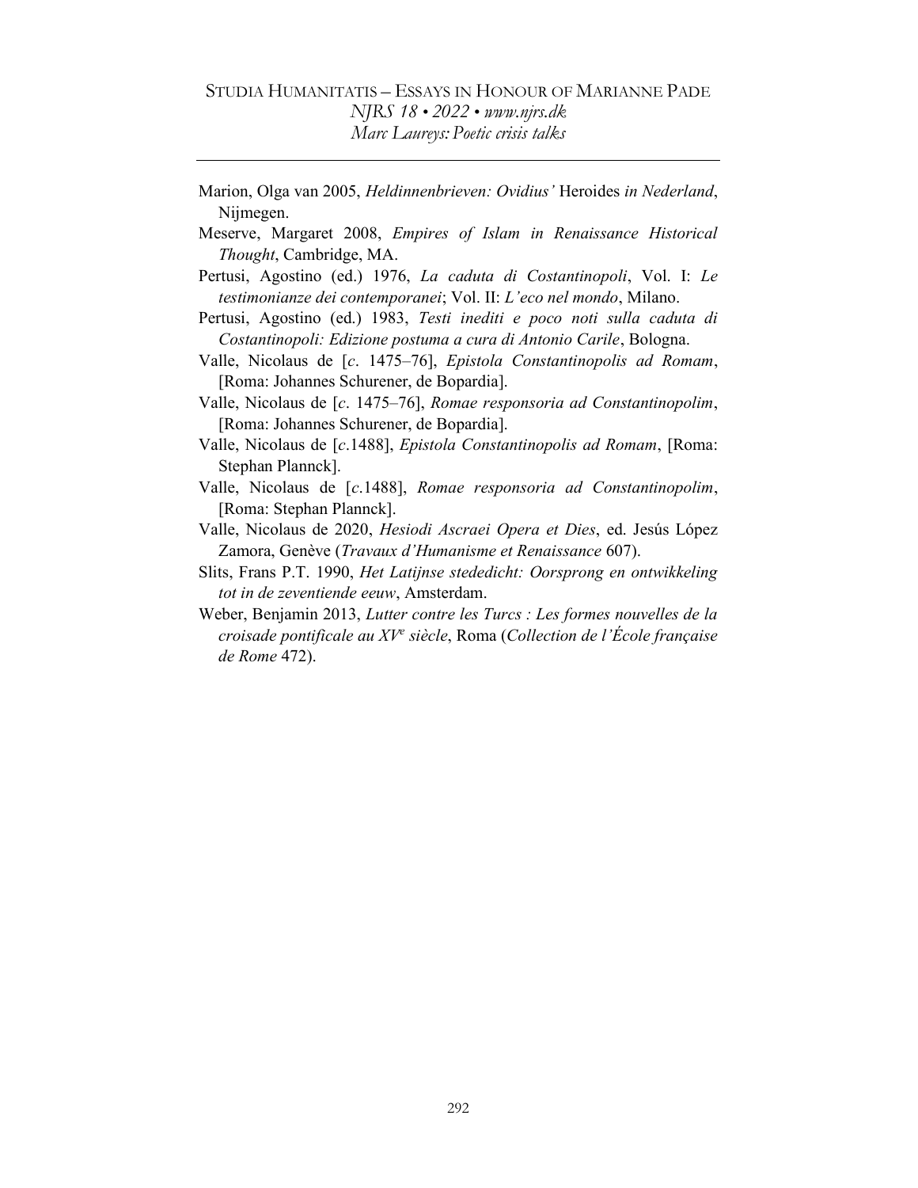Marion, Olga van 2005, *Heldinnenbrieven: Ovidius'* Heroides *in Nederland*, Nijmegen.

Meserve, Margaret 2008, *Empires of Islam in Renaissance Historical Thought*, Cambridge, MA.

Pertusi, Agostino (ed.) 1976, *La caduta di Costantinopoli*, Vol. I: *Le testimonianze dei contemporanei*; Vol. II: *L'eco nel mondo*, Milano.

Pertusi, Agostino (ed.) 1983, *Testi inediti e poco noti sulla caduta di Costantinopoli: Edizione postuma a cura di Antonio Carile*, Bologna.

Valle, Nicolaus de [*c*. 1475–76], *Epistola Constantinopolis ad Romam*, [Roma: Johannes Schurener, de Bopardia].

Valle, Nicolaus de [*c*. 1475–76], *Romae responsoria ad Constantinopolim*, [Roma: Johannes Schurener, de Bopardia].

Valle, Nicolaus de [*c*.1488], *Epistola Constantinopolis ad Romam*, [Roma: Stephan Plannck].

Valle, Nicolaus de [*c*.1488], *Romae responsoria ad Constantinopolim*, [Roma: Stephan Plannck].

Valle, Nicolaus de 2020, *Hesiodi Ascraei Opera et Dies*, ed. Jesús López Zamora, Genève (*Travaux d'Humanisme et Renaissance* 607).

Slits, Frans P.T. 1990, *Het Latijnse stededicht: Oorsprong en ontwikkeling tot in de zeventiende eeuw*, Amsterdam.

Weber, Benjamin 2013, *Lutter contre les Turcs : Les formes nouvelles de la croisade pontificale au XV*e *siècle*, Roma (*Collection de l'École française de Rome* 472).